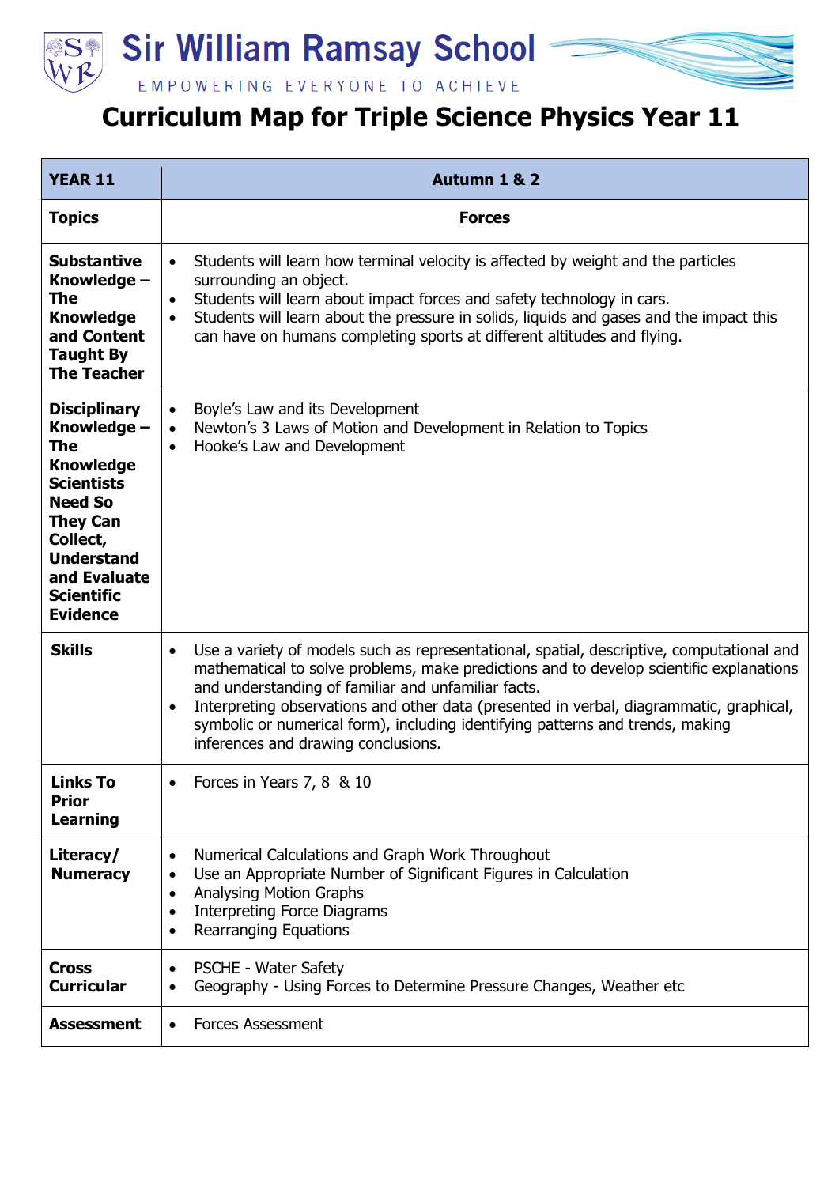# Sir William Ramsay School

EMPOWERING EVERYONE TO ACHIEVE

## Curriculum Map for Triple Science Physics Year 11

| **YEAR 11** | **Autumn 1 & 2** |
|---|---|
| **Topics** | **Forces** |
| **Substantive Knowledge – The Knowledge and Content Taught By The Teacher** | • Students will learn how terminal velocity is affected by weight and the particles surrounding an object.<br>• Students will learn about impact forces and safety technology in cars.<br>• Students will learn about the pressure in solids, liquids and gases and the impact this can have on humans completing sports at different altitudes and flying. |
| **Disciplinary Knowledge – The Knowledge Scientists Need So They Can Collect, Understand and Evaluate Scientific Evidence** | • Boyle's Law and its Development<br>• Newton's 3 Laws of Motion and Development in Relation to Topics<br>• Hooke's Law and Development |
| **Skills** | • Use a variety of models such as representational, spatial, descriptive, computational and mathematical to solve problems, make predictions and to develop scientific explanations and understanding of familiar and unfamiliar facts.<br>• Interpreting observations and other data (presented in verbal, diagrammatic, graphical, symbolic or numerical form), including identifying patterns and trends, making inferences and drawing conclusions. |
| **Links To Prior Learning** | • Forces in Years 7, 8 & 10 |
| **Literacy/ Numeracy** | • Numerical Calculations and Graph Work Throughout<br>• Use an Appropriate Number of Significant Figures in Calculation<br>• Analysing Motion Graphs<br>• Interpreting Force Diagrams<br>• Rearranging Equations |
| **Cross Curricular** | • PSCHE - Water Safety<br>• Geography - Using Forces to Determine Pressure Changes, Weather etc |
| **Assessment** | • Forces Assessment |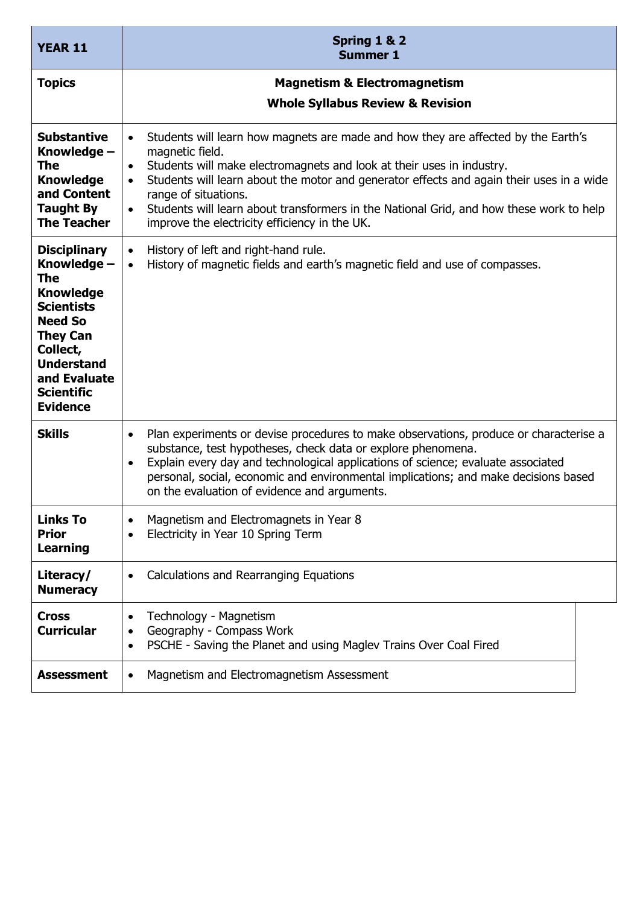| YEAR 11 | Spring 1 & 2<br>Summer 1 |
|---|---|
| **Topics** | **Magnetism & Electromagnetism**<br>**Whole Syllabus Review & Revision** |
| **Substantive Knowledge – The Knowledge and Content Taught By The Teacher** | • Students will learn how magnets are made and how they are affected by the Earth's magnetic field.<br>• Students will make electromagnets and look at their uses in industry.<br>• Students will learn about the motor and generator effects and again their uses in a wide range of situations.<br>• Students will learn about transformers in the National Grid, and how these work to help improve the electricity efficiency in the UK. |
| **Disciplinary Knowledge – The Knowledge Scientists Need So They Can Collect, Understand and Evaluate Scientific Evidence** | • History of left and right-hand rule.<br>• History of magnetic fields and earth's magnetic field and use of compasses. |
| **Skills** | • Plan experiments or devise procedures to make observations, produce or characterise a substance, test hypotheses, check data or explore phenomena.<br>• Explain every day and technological applications of science; evaluate associated personal, social, economic and environmental implications; and make decisions based on the evaluation of evidence and arguments. |
| **Links To Prior Learning** | • Magnetism and Electromagnets in Year 8<br>• Electricity in Year 10 Spring Term |
| **Literacy/ Numeracy** | • Calculations and Rearranging Equations |
| **Cross Curricular** | • Technology - Magnetism<br>• Geography - Compass Work<br>• PSCHE - Saving the Planet and using Maglev Trains Over Coal Fired |
| **Assessment** | • Magnetism and Electromagnetism Assessment |